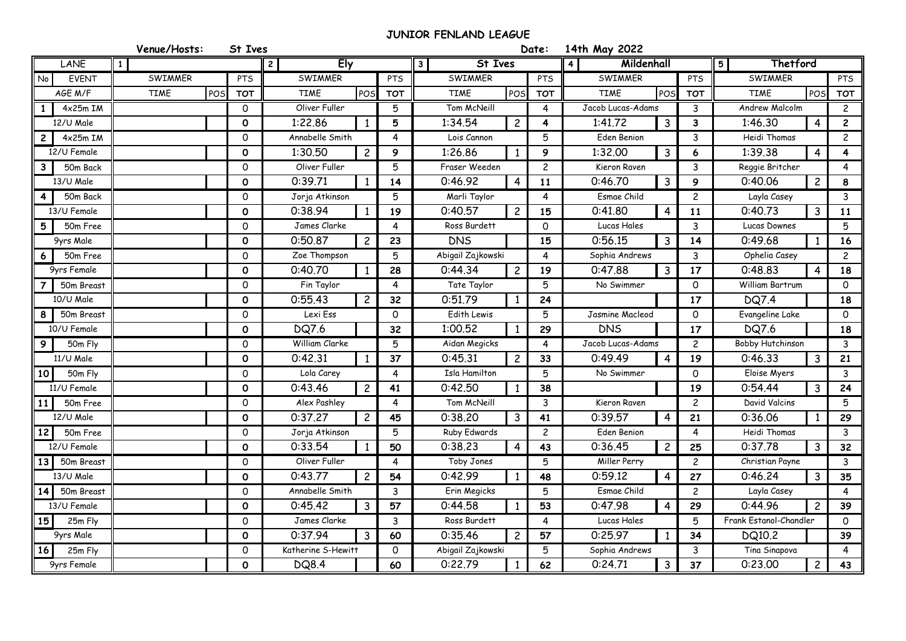# JUNIOR FENLAND LEAGUE

**Venue/Hosts:** St Ives **Date:** 14th May 2022

| LANE | | 1 | | | 2 Ely | | | 3 St Ives | | | 4 Mildenhall | | | 5 Thetford | | |
|---|---|---|---|---|---|---|---|---|---|---|---|---|---|---|---|---|
| No | EVENT | SWIMMER | | PTS | SWIMMER | | PTS | SWIMMER | | PTS | SWIMMER | | PTS | SWIMMER | | PTS |
| AGE M/F | | TIME | POS | TOT | TIME | POS | TOT | TIME | POS | TOT | TIME | POS | TOT | TIME | POS | TOT |
| 1 | 4x25m IM | | | 0 | Oliver Fuller | | 5 | Tom McNeill | | 4 | Jacob Lucas-Adams | | 3 | Andrew Malcolm | | 2 |
| 12/U Male | | | | 0 | 1:22.86 | 1 | 5 | 1:34.54 | 2 | 4 | 1:41.72 | 3 | 3 | 1:46.30 | 4 | 2 |
| 2 | 4x25m IM | | | 0 | Annabelle Smith | | 4 | Lois Cannon | | 5 | Eden Benion | | 3 | Heidi Thomas | | 2 |
| 12/U Female | | | | 0 | 1:30.50 | 2 | 9 | 1:26.86 | 1 | 9 | 1:32.00 | 3 | 6 | 1:39.38 | 4 | 4 |
| 3 | 50m Back | | | 0 | Oliver Fuller | | 5 | Fraser Weeden | | 2 | Kieron Raven | | 3 | Reggie Britcher | | 4 |
| 13/U Male | | | | 0 | 0:39.71 | 1 | 14 | 0:46.92 | 4 | 11 | 0:46.70 | 3 | 9 | 0:40.06 | 2 | 8 |
| 4 | 50m Back | | | 0 | Jorja Atkinson | | 5 | Marli Taylor | | 4 | Esmae Child | | 2 | Layla Casey | | 3 |
| 13/U Female | | | | 0 | 0:38.94 | 1 | 19 | 0:40.57 | 2 | 15 | 0:41.80 | 4 | 11 | 0:40.73 | 3 | 11 |
| 5 | 50m Free | | | 0 | James Clarke | | 4 | Ross Burdett | | 0 | Lucas Hales | | 3 | Lucas Downes | | 5 |
| 9yrs Male | | | | 0 | 0:50.87 | 2 | 23 | DNS | | 15 | 0:56.15 | 3 | 14 | 0:49.68 | 1 | 16 |
| 6 | 50m Free | | | 0 | Zoe Thompson | | 5 | Abigail Zajkowski | | 4 | Sophia Andrews | | 3 | Ophelia Casey | | 2 |
| 9yrs Female | | | | 0 | 0:40.70 | 1 | 28 | 0:44.34 | 2 | 19 | 0:47.88 | 3 | 17 | 0:48.83 | 4 | 18 |
| 7 | 50m Breast | | | 0 | Fin Taylor | | 4 | Tate Taylor | | 5 | No Swimmer | | 0 | William Bartrum | | 0 |
| 10/U Male | | | | 0 | 0:55.43 | 2 | 32 | 0:51.79 | 1 | 24 | | | 17 | DQ7.4 | | 18 |
| 8 | 50m Breast | | | 0 | Lexi Ess | | 0 | Edith Lewis | | 5 | Jasmine Macleod | | 0 | Evangeline Lake | | 0 |
| 10/U Female | | | | 0 | DQ7.6 | | 32 | 1:00.52 | 1 | 29 | DNS | | 17 | DQ7.6 | | 18 |
| 9 | 50m Fly | | | 0 | William Clarke | | 5 | Aidan Megicks | | 4 | Jacob Lucas-Adams | | 2 | Bobby Hutchinson | | 3 |
| 11/U Male | | | | 0 | 0:42.31 | 1 | 37 | 0:45.31 | 2 | 33 | 0:49.49 | 4 | 19 | 0:46.33 | 3 | 21 |
| 10 | 50m Fly | | | 0 | Lola Carey | | 4 | Isla Hamilton | | 5 | No Swimmer | | 0 | Eloise Myers | | 3 |
| 11/U Female | | | | 0 | 0:43.46 | 2 | 41 | 0:42.50 | 1 | 38 | | | 19 | 0:54.44 | 3 | 24 |
| 11 | 50m Free | | | 0 | Alex Pashley | | 4 | Tom McNeill | | 3 | Kieron Raven | | 2 | David Valcins | | 5 |
| 12/U Male | | | | 0 | 0:37.27 | 2 | 45 | 0:38.20 | 3 | 41 | 0:39.57 | 4 | 21 | 0:36.06 | 1 | 29 |
| 12 | 50m Free | | | 0 | Jorja Atkinson | | 5 | Ruby Edwards | | 2 | Eden Benion | | 4 | Heidi Thomas | | 3 |
| 12/U Female | | | | 0 | 0:33.54 | 1 | 50 | 0:38.23 | 4 | 43 | 0:36.45 | 2 | 25 | 0:37.78 | 3 | 32 |
| 13 | 50m Breast | | | 0 | Oliver Fuller | | 4 | Toby Jones | | 5 | Miller Perry | | 2 | Christian Payne | | 3 |
| 13/U Male | | | | 0 | 0:43.77 | 2 | 54 | 0:42.99 | 1 | 48 | 0:59.12 | 4 | 27 | 0:46.24 | 3 | 35 |
| 14 | 50m Breast | | | 0 | Annabelle Smith | | 3 | Erin Megicks | | 5 | Esmae Child | | 2 | Layla Casey | | 4 |
| 13/U Female | | | | 0 | 0:45.42 | 3 | 57 | 0:44.58 | 1 | 53 | 0:47.98 | 4 | 29 | 0:44.96 | 2 | 39 |
| 15 | 25m Fly | | | 0 | James Clarke | | 3 | Ross Burdett | | 4 | Lucas Hales | | 5 | Frank Estanol-Chandler | | 0 |
| 9yrs Male | | | | 0 | 0:37.94 | 3 | 60 | 0:35.46 | 2 | 57 | 0:25.97 | 1 | 34 | DQ10.2 | | 39 |
| 16 | 25m Fly | | | 0 | Katherine S-Hewitt | | 0 | Abigail Zajkowski | | 5 | Sophia Andrews | | 3 | Tina Sinapova | | 4 |
| 9yrs Female | | | | 0 | DQ8.4 | | 60 | 0:22.79 | 1 | 62 | 0:24.71 | 3 | 37 | 0:23.00 | 2 | 43 |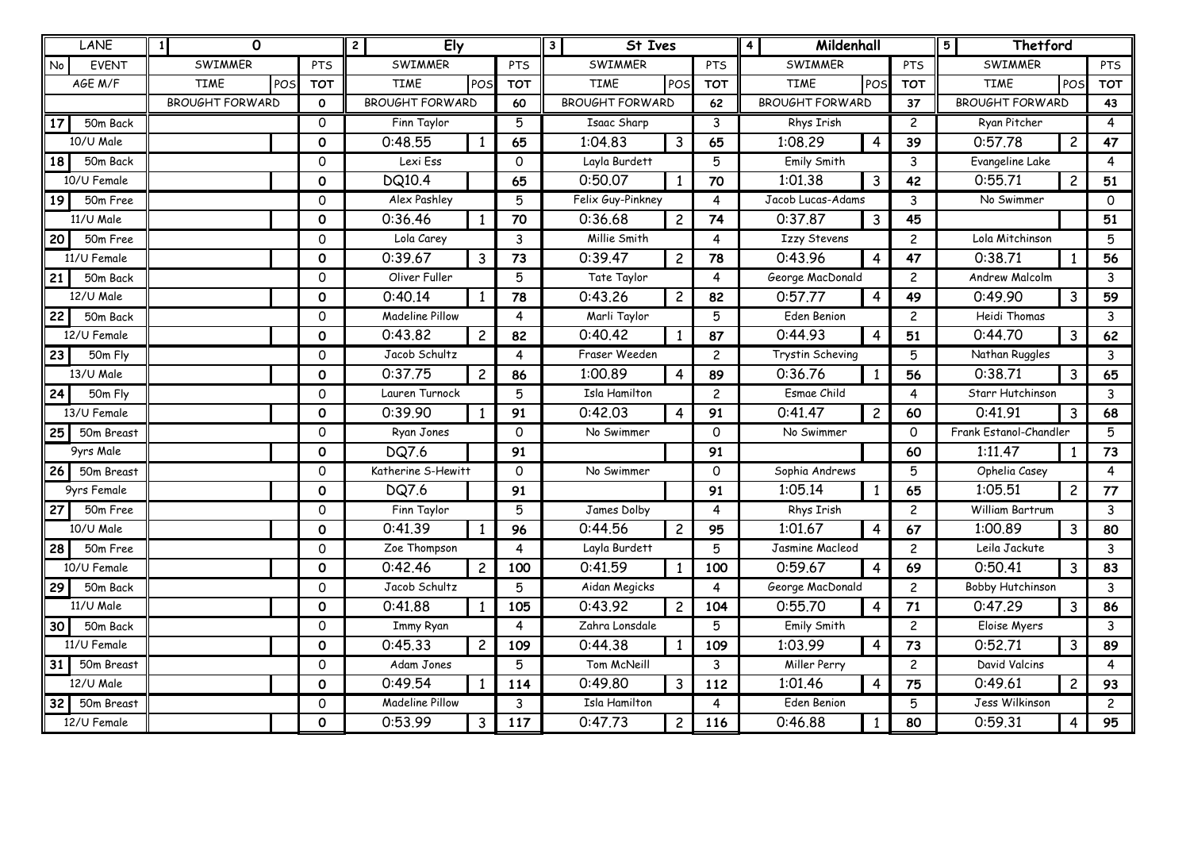| LANE | | 1 | 0 | | | 2 | Ely | | | 3 | St Ives | | | 4 | Mildenhall | | | 5 | Thetford | | |
|---|---|---|---|---|---|---|---|---|---|---|---|---|---|---|---|---|---|---|---|---|---|
| No | EVENT | SWIMMER | | | PTS | SWIMMER | | | PTS | SWIMMER | | | PTS | SWIMMER | | | PTS | SWIMMER | | | PTS |
| AGE M/F | | TIME | | POS | TOT | TIME | | POS | TOT | TIME | | POS | TOT | TIME | | POS | TOT | TIME | | POS | TOT |
| | | BROUGHT FORWARD | | | 0 | BROUGHT FORWARD | | | 60 | BROUGHT FORWARD | | | 62 | BROUGHT FORWARD | | | 37 | BROUGHT FORWARD | | | 43 |
| 17 | 50m Back | | | | 0 | Finn Taylor | | | 5 | Isaac Sharp | | | 3 | Rhys Irish | | | 2 | Ryan Pitcher | | | 4 |
| 10/U Male | | | | | 0 | 0:48.55 | | 1 | 65 | 1:04.83 | | 3 | 65 | 1:08.29 | | 4 | 39 | 0:57.78 | | 2 | 47 |
| 18 | 50m Back | | | | 0 | Lexi Ess | | | 0 | Layla Burdett | | | 5 | Emily Smith | | | 3 | Evangeline Lake | | | 4 |
| 10/U Female | | | | | 0 | DQ10.4 | | | 65 | 0:50.07 | | 1 | 70 | 1:01.38 | | 3 | 42 | 0:55.71 | | 2 | 51 |
| 19 | 50m Free | | | | 0 | Alex Pashley | | | 5 | Felix Guy-Pinkney | | | 4 | Jacob Lucas-Adams | | | 3 | No Swimmer | | | 0 |
| 11/U Male | | | | | 0 | 0:36.46 | | 1 | 70 | 0:36.68 | | 2 | 74 | 0:37.87 | | 3 | 45 | | | | 51 |
| 20 | 50m Free | | | | 0 | Lola Carey | | | 3 | Millie Smith | | | 4 | Izzy Stevens | | | 2 | Lola Mitchinson | | | 5 |
| 11/U Female | | | | | 0 | 0:39.67 | | 3 | 73 | 0:39.47 | | 2 | 78 | 0:43.96 | | 4 | 47 | 0:38.71 | | 1 | 56 |
| 21 | 50m Back | | | | 0 | Oliver Fuller | | | 5 | Tate Taylor | | | 4 | George MacDonald | | | 2 | Andrew Malcolm | | | 3 |
| 12/U Male | | | | | 0 | 0:40.14 | | 1 | 78 | 0:43.26 | | 2 | 82 | 0:57.77 | | 4 | 49 | 0:49.90 | | 3 | 59 |
| 22 | 50m Back | | | | 0 | Madeline Pillow | | | 4 | Marli Taylor | | | 5 | Eden Benion | | | 2 | Heidi Thomas | | | 3 |
| 12/U Female | | | | | 0 | 0:43.82 | | 2 | 82 | 0:40.42 | | 1 | 87 | 0:44.93 | | 4 | 51 | 0:44.70 | | 3 | 62 |
| 23 | 50m Fly | | | | 0 | Jacob Schultz | | | 4 | Fraser Weeden | | | 2 | Trystin Scheving | | | 5 | Nathan Ruggles | | | 3 |
| 13/U Male | | | | | 0 | 0:37.75 | | 2 | 86 | 1:00.89 | | 4 | 89 | 0:36.76 | | 1 | 56 | 0:38.71 | | 3 | 65 |
| 24 | 50m Fly | | | | 0 | Lauren Turnock | | | 5 | Isla Hamilton | | | 2 | Esmae Child | | | 4 | Starr Hutchinson | | | 3 |
| 13/U Female | | | | | 0 | 0:39.90 | | 1 | 91 | 0:42.03 | | 4 | 91 | 0:41.47 | | 2 | 60 | 0:41.91 | | 3 | 68 |
| 25 | 50m Breast | | | | 0 | Ryan Jones | | | 0 | No Swimmer | | | 0 | No Swimmer | | | 0 | Frank Estanol-Chandler | | | 5 |
| 9yrs Male | | | | | 0 | DQ7.6 | | | 91 | | | | 91 | | | | 60 | 1:11.47 | | 1 | 73 |
| 26 | 50m Breast | | | | 0 | Katherine S-Hewitt | | | 0 | No Swimmer | | | 0 | Sophia Andrews | | | 5 | Ophelia Casey | | | 4 |
| 9yrs Female | | | | | 0 | DQ7.6 | | | 91 | | | | 91 | 1:05.14 | | 1 | 65 | 1:05.51 | | 2 | 77 |
| 27 | 50m Free | | | | 0 | Finn Taylor | | | 5 | James Dolby | | | 4 | Rhys Irish | | | 2 | William Bartrum | | | 3 |
| 10/U Male | | | | | 0 | 0:41.39 | | 1 | 96 | 0:44.56 | | 2 | 95 | 1:01.67 | | 4 | 67 | 1:00.89 | | 3 | 80 |
| 28 | 50m Free | | | | 0 | Zoe Thompson | | | 4 | Layla Burdett | | | 5 | Jasmine Macleod | | | 2 | Leila Jackute | | | 3 |
| 10/U Female | | | | | 0 | 0:42.46 | | 2 | 100 | 0:41.59 | | 1 | 100 | 0:59.67 | | 4 | 69 | 0:50.41 | | 3 | 83 |
| 29 | 50m Back | | | | 0 | Jacob Schultz | | | 5 | Aidan Megicks | | | 4 | George MacDonald | | | 2 | Bobby Hutchinson | | | 3 |
| 11/U Male | | | | | 0 | 0:41.88 | | 1 | 105 | 0:43.92 | | 2 | 104 | 0:55.70 | | 4 | 71 | 0:47.29 | | 3 | 86 |
| 30 | 50m Back | | | | 0 | Immy Ryan | | | 4 | Zahra Lonsdale | | | 5 | Emily Smith | | | 2 | Eloise Myers | | | 3 |
| 11/U Female | | | | | 0 | 0:45.33 | | 2 | 109 | 0:44.38 | | 1 | 109 | 1:03.99 | | 4 | 73 | 0:52.71 | | 3 | 89 |
| 31 | 50m Breast | | | | 0 | Adam Jones | | | 5 | Tom McNeill | | | 3 | Miller Perry | | | 2 | David Valcins | | | 4 |
| 12/U Male | | | | | 0 | 0:49.54 | | 1 | 114 | 0:49.80 | | 3 | 112 | 1:01.46 | | 4 | 75 | 0:49.61 | | 2 | 93 |
| 32 | 50m Breast | | | | 0 | Madeline Pillow | | | 3 | Isla Hamilton | | | 4 | Eden Benion | | | 5 | Jess Wilkinson | | | 2 |
| 12/U Female | | | | | 0 | 0:53.99 | | 3 | 117 | 0:47.73 | | 2 | 116 | 0:46.88 | | 1 | 80 | 0:59.31 | | 4 | 95 |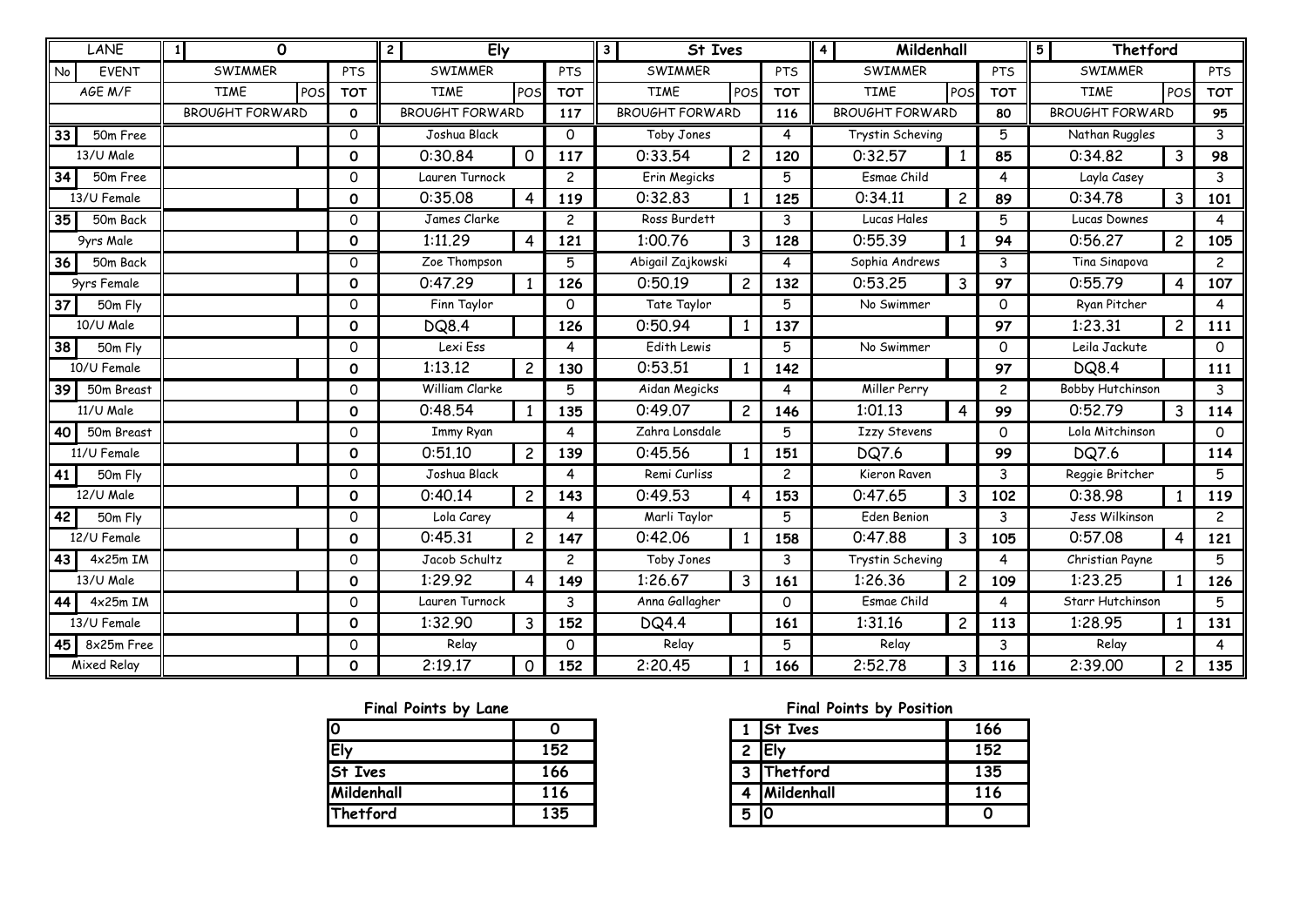| LANE | | 1 | 0 | | | 2 | Ely | | | 3 | St Ives | | | 4 | Mildenhall | | | 5 | Thetford | | |
|---|---|---|---|---|---|---|---|---|---|---|---|---|---|---|---|---|---|---|---|---|---|
| No | EVENT | SWIMMER | | | PTS | SWIMMER | | | PTS | SWIMMER | | | PTS | SWIMMER | | | PTS | SWIMMER | | | PTS |
| AGE M/F | | TIME | | POS | TOT | TIME | | POS | TOT | TIME | | POS | TOT | TIME | | POS | TOT | TIME | | POS | TOT |
| | | BROUGHT FORWARD | | | 0 | BROUGHT FORWARD | | | 117 | BROUGHT FORWARD | | | 116 | BROUGHT FORWARD | | | 80 | BROUGHT FORWARD | | | 95 |
| 33 | 50m Free | | | | 0 | Joshua Black | | | 0 | Toby Jones | | | 4 | Trystin Scheving | | | 5 | Nathan Ruggles | | | 3 |
| 13/U Male | | | | | 0 | 0:30.84 | | 0 | 117 | 0:33.54 | | 2 | 120 | 0:32.57 | | 1 | 85 | 0:34.82 | | 3 | 98 |
| 34 | 50m Free | | | | 0 | Lauren Turnock | | | 2 | Erin Megicks | | | 5 | Esmae Child | | | 4 | Layla Casey | | | 3 |
| 13/U Female | | | | | 0 | 0:35.08 | | 4 | 119 | 0:32.83 | | 1 | 125 | 0:34.11 | | 2 | 89 | 0:34.78 | | 3 | 101 |
| 35 | 50m Back | | | | 0 | James Clarke | | | 2 | Ross Burdett | | | 3 | Lucas Hales | | | 5 | Lucas Downes | | | 4 |
| 9yrs Male | | | | | 0 | 1:11.29 | | 4 | 121 | 1:00.76 | | 3 | 128 | 0:55.39 | | 1 | 94 | 0:56.27 | | 2 | 105 |
| 36 | 50m Back | | | | 0 | Zoe Thompson | | | 5 | Abigail Zajkowski | | | 4 | Sophia Andrews | | | 3 | Tina Sinapova | | | 2 |
| 9yrs Female | | | | | 0 | 0:47.29 | | 1 | 126 | 0:50.19 | | 2 | 132 | 0:53.25 | | 3 | 97 | 0:55.79 | | 4 | 107 |
| 37 | 50m Fly | | | | 0 | Finn Taylor | | | 0 | Tate Taylor | | | 5 | No Swimmer | | | 0 | Ryan Pitcher | | | 4 |
| 10/U Male | | | | | 0 | DQ8.4 | | | 126 | 0:50.94 | | 1 | 137 | | | | 97 | 1:23.31 | | 2 | 111 |
| 38 | 50m Fly | | | | 0 | Lexi Ess | | | 4 | Edith Lewis | | | 5 | No Swimmer | | | 0 | Leila Jackute | | | 0 |
| 10/U Female | | | | | 0 | 1:13.12 | | 2 | 130 | 0:53.51 | | 1 | 142 | | | | 97 | DQ8.4 | | | 111 |
| 39 | 50m Breast | | | | 0 | William Clarke | | | 5 | Aidan Megicks | | | 4 | Miller Perry | | | 2 | Bobby Hutchinson | | | 3 |
| 11/U Male | | | | | 0 | 0:48.54 | | 1 | 135 | 0:49.07 | | 2 | 146 | 1:01.13 | | 4 | 99 | 0:52.79 | | 3 | 114 |
| 40 | 50m Breast | | | | 0 | Immy Ryan | | | 4 | Zahra Lonsdale | | | 5 | Izzy Stevens | | | 0 | Lola Mitchinson | | | 0 |
| 11/U Female | | | | | 0 | 0:51.10 | | 2 | 139 | 0:45.56 | | 1 | 151 | DQ7.6 | | | 99 | DQ7.6 | | | 114 |
| 41 | 50m Fly | | | | 0 | Joshua Black | | | 4 | Remi Curliss | | | 2 | Kieron Raven | | | 3 | Reggie Britcher | | | 5 |
| 12/U Male | | | | | 0 | 0:40.14 | | 2 | 143 | 0:49.53 | | 4 | 153 | 0:47.65 | | 3 | 102 | 0:38.98 | | 1 | 119 |
| 42 | 50m Fly | | | | 0 | Lola Carey | | | 4 | Marli Taylor | | | 5 | Eden Benion | | | 3 | Jess Wilkinson | | | 2 |
| 12/U Female | | | | | 0 | 0:45.31 | | 2 | 147 | 0:42.06 | | 1 | 158 | 0:47.88 | | 3 | 105 | 0:57.08 | | 4 | 121 |
| 43 | 4x25m IM | | | | 0 | Jacob Schultz | | | 2 | Toby Jones | | | 3 | Trystin Scheving | | | 4 | Christian Payne | | | 5 |
| 13/U Male | | | | | 0 | 1:29.92 | | 4 | 149 | 1:26.67 | | 3 | 161 | 1:26.36 | | 2 | 109 | 1:23.25 | | 1 | 126 |
| 44 | 4x25m IM | | | | 0 | Lauren Turnock | | | 3 | Anna Gallagher | | | 0 | Esmae Child | | | 4 | Starr Hutchinson | | | 5 |
| 13/U Female | | | | | 0 | 1:32.90 | | 3 | 152 | DQ4.4 | | | 161 | 1:31.16 | | 2 | 113 | 1:28.95 | | 1 | 131 |
| 45 | 8x25m Free | | | | 0 | Relay | | | 0 | Relay | | | 5 | Relay | | | 3 | Relay | | | 4 |
| Mixed Relay | | | | | 0 | 2:19.17 | | 0 | 152 | 2:20.45 | | 1 | 166 | 2:52.78 | | 3 | 116 | 2:39.00 | | 2 | 135 |

**Final Points by Lane**

| | |
|---|---|
| 0 | 0 |
| Ely | 152 |
| St Ives | 166 |
| Mildenhall | 116 |
| Thetford | 135 |

**Final Points by Position**

| | | |
|---|---|---|
| 1 | St Ives | 166 |
| 2 | Ely | 152 |
| 3 | Thetford | 135 |
| 4 | Mildenhall | 116 |
| 5 | 0 | 0 |